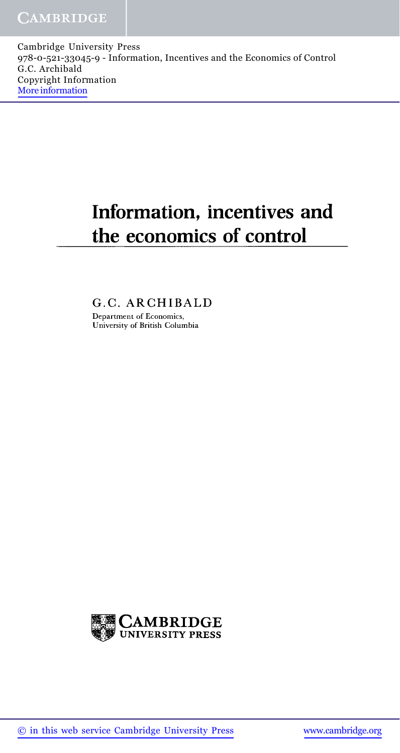Cambridge University Press
978-0-521-33045-9 - Information, Incentives and the Economics of Control
G.C. Archibald
Copyright Information
More information

# Information, incentives and the economics of control

G.C. ARCHIBALD

Department of Economics,
University of British Columbia

CAMBRIDGE
UNIVERSITY PRESS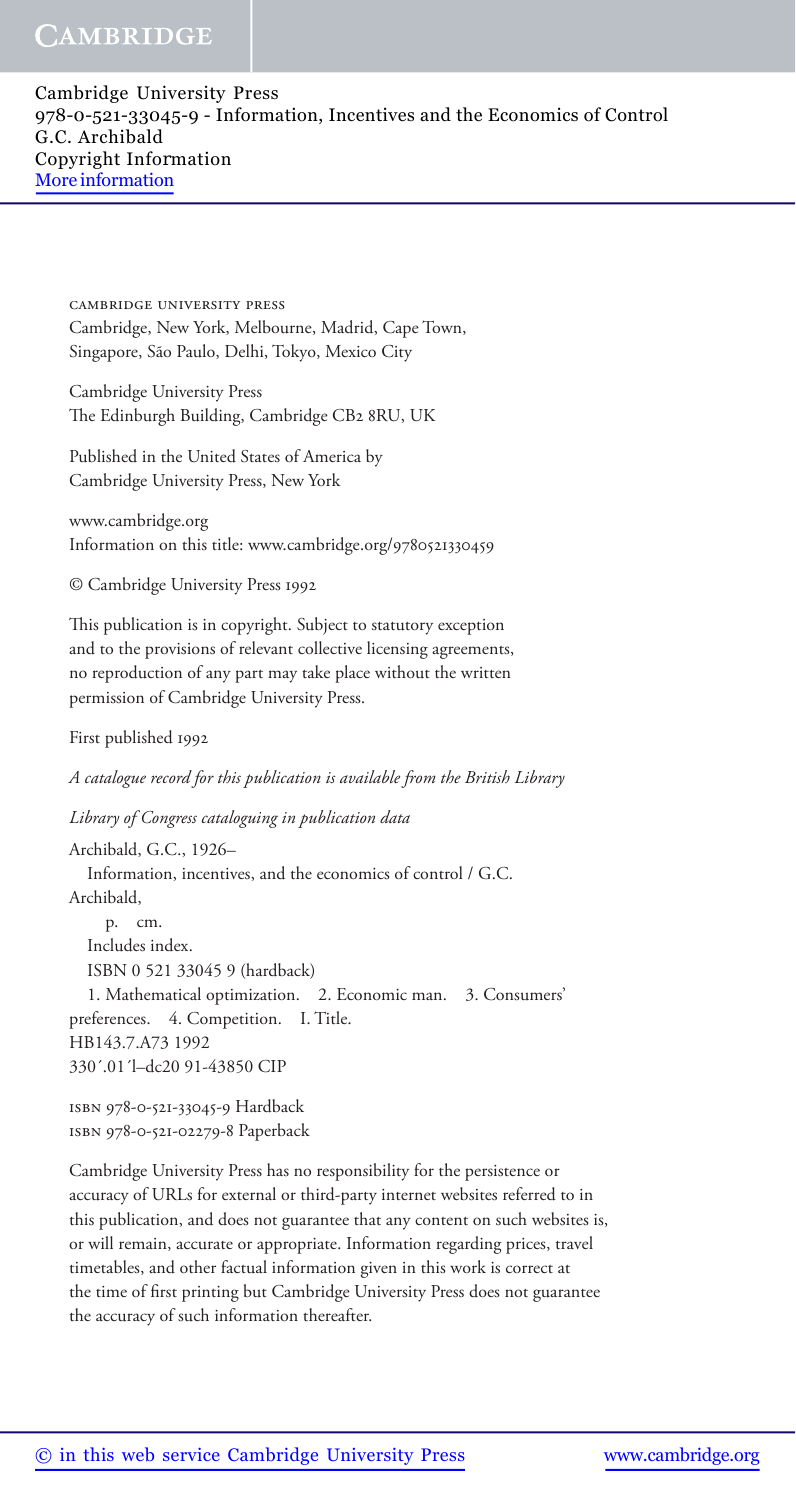CAMBRIDGE UNIVERSITY PRESS
Cambridge, New York, Melbourne, Madrid, Cape Town,
Singapore, São Paulo, Delhi, Tokyo, Mexico City

Cambridge University Press
The Edinburgh Building, Cambridge CB2 8RU, UK

Published in the United States of America by
Cambridge University Press, New York

www.cambridge.org
Information on this title: www.cambridge.org/9780521330459

© Cambridge University Press 1992

This publication is in copyright. Subject to statutory exception
and to the provisions of relevant collective licensing agreements,
no reproduction of any part may take place without the written
permission of Cambridge University Press.

First published 1992

*A catalogue record for this publication is available from the British Library*

*Library of Congress cataloguing in publication data*

Archibald, G.C., 1926–
Information, incentives, and the economics of control / G.C.
Archibald,
p. cm.
Includes index.
ISBN 0 521 33045 9 (hardback)
1. Mathematical optimization. 2. Economic man. 3. Consumers' preferences. 4. Competition. I. Title.
HB143.7.A73 1992
330´.01´l–dc20 91-43850 CIP

ISBN 978-0-521-33045-9 Hardback
ISBN 978-0-521-02279-8 Paperback

Cambridge University Press has no responsibility for the persistence or
accuracy of URLs for external or third-party internet websites referred to in
this publication, and does not guarantee that any content on such websites is,
or will remain, accurate or appropriate. Information regarding prices, travel
timetables, and other factual information given in this work is correct at
the time of first printing but Cambridge University Press does not guarantee
the accuracy of such information thereafter.